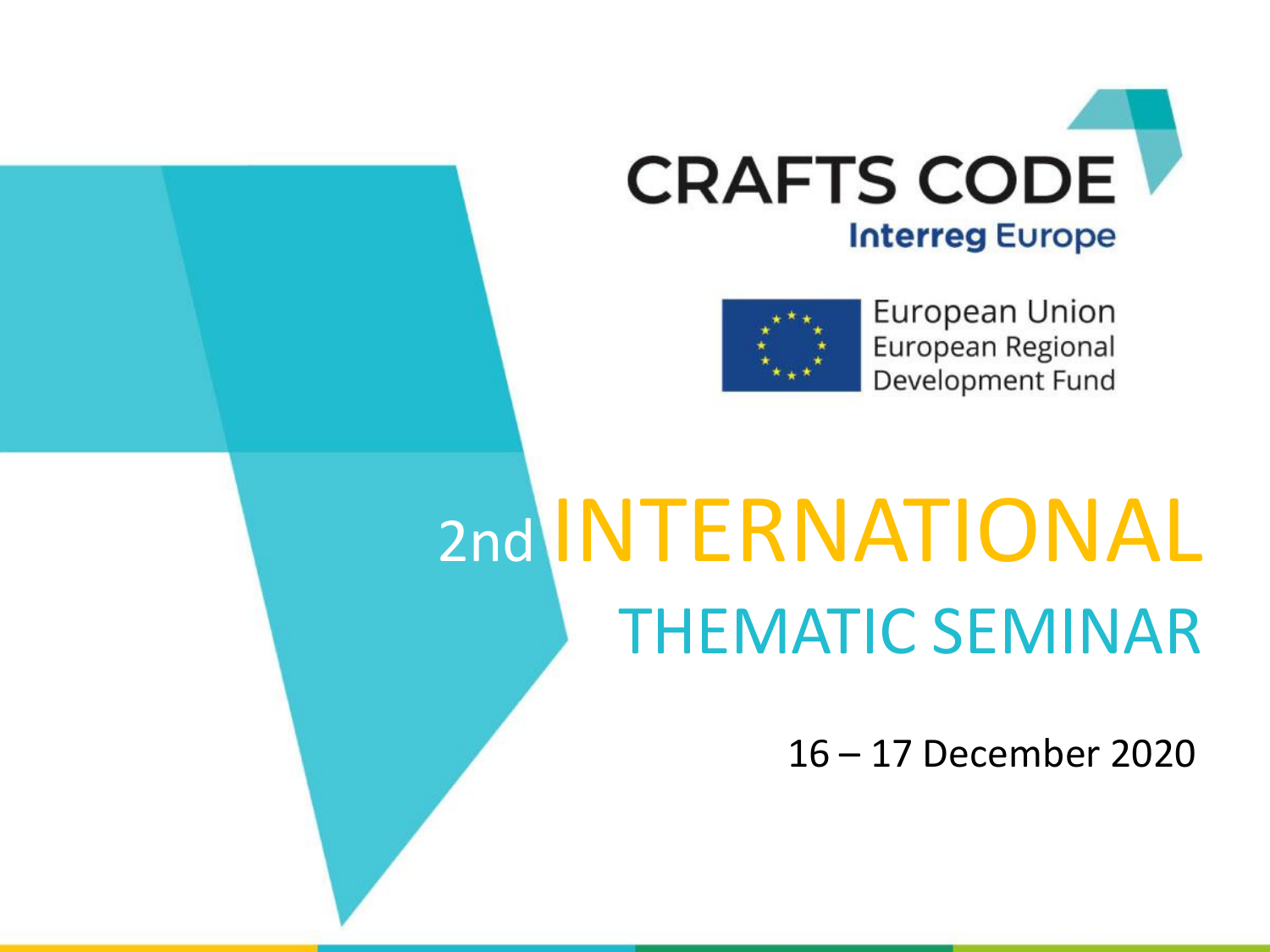CRAFTS CODE

Interreg Europe

European Union
European Regional
Development Fund

# 2nd INTERNATIONAL THEMATIC SEMINAR

16 – 17 December 2020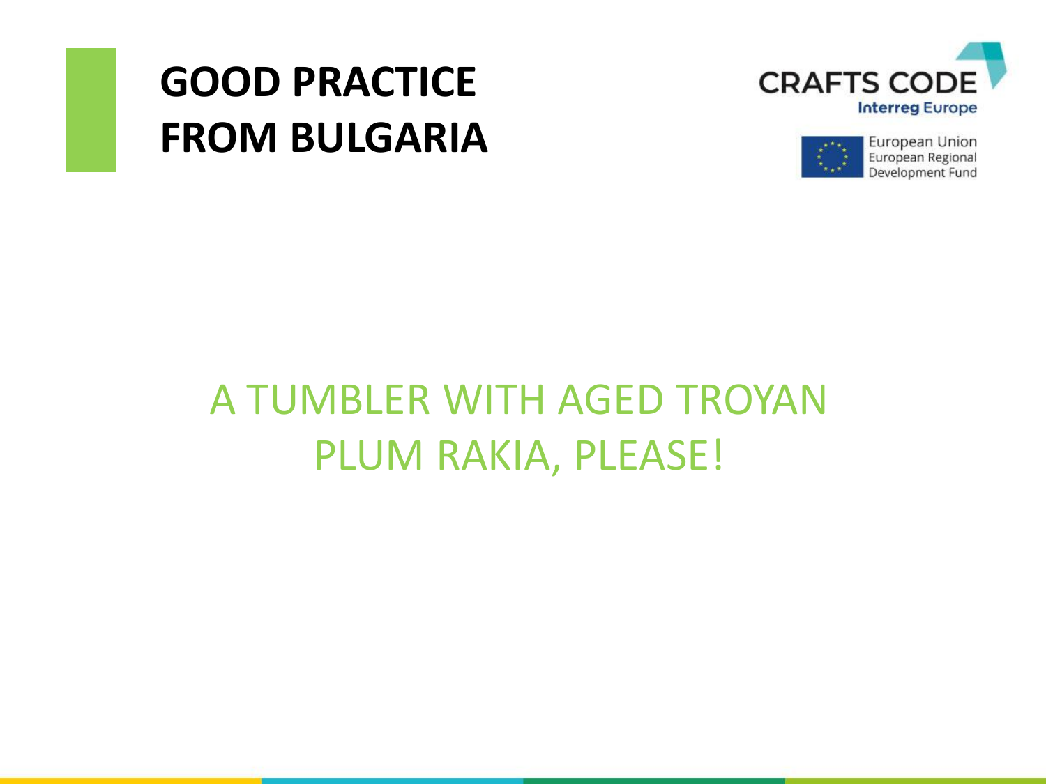# GOOD PRACTICE FROM BULGARIA

CRAFTS CODE
Interreg Europe

European Union
European Regional
Development Fund

## A TUMBLER WITH AGED TROYAN PLUM RAKIA, PLEASE!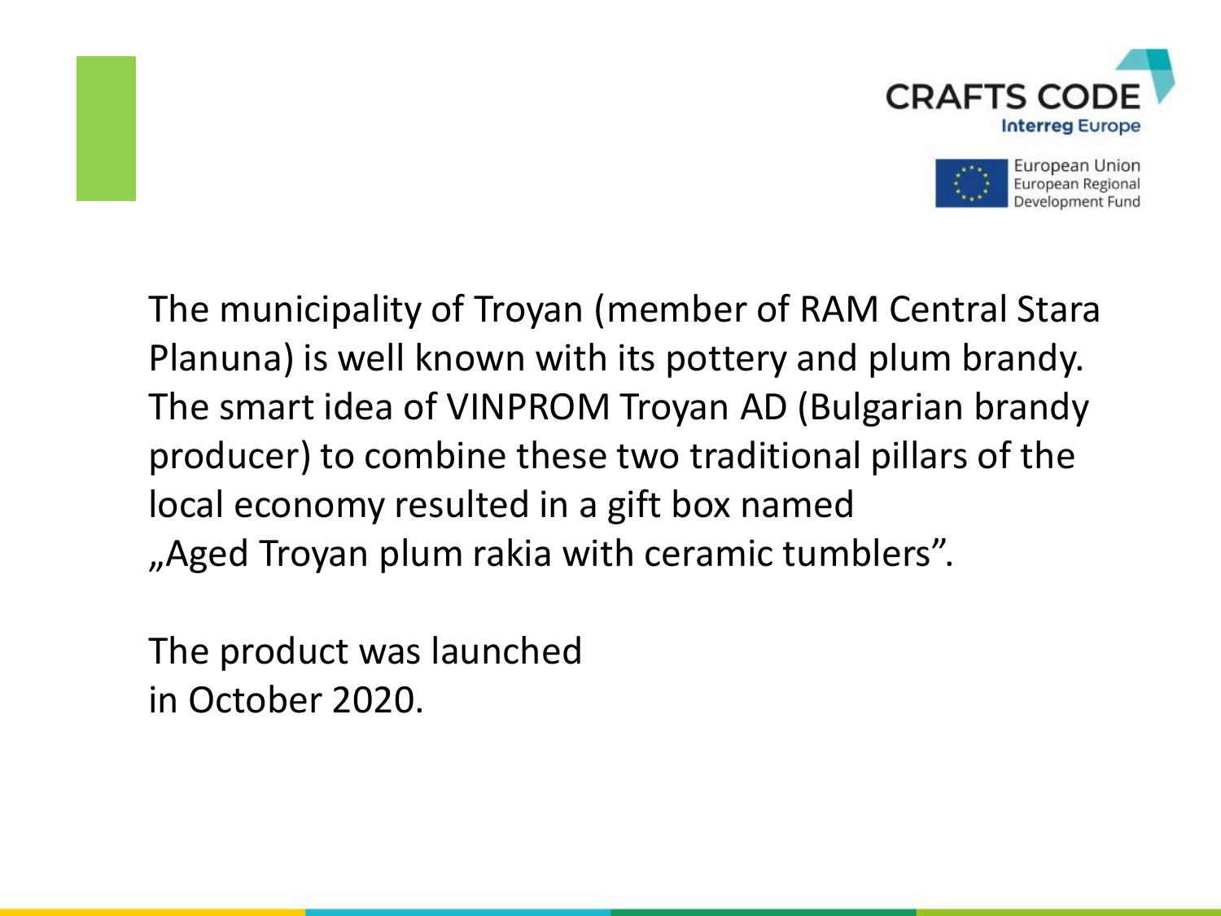The municipality of Troyan (member of RAM Central Stara Planuna) is well known with its pottery and plum brandy. The smart idea of VINPROM Troyan AD (Bulgarian brandy producer) to combine these two traditional pillars of the local economy resulted in a gift box named „Aged Troyan plum rakia with ceramic tumblers".

The product was launched in October 2020.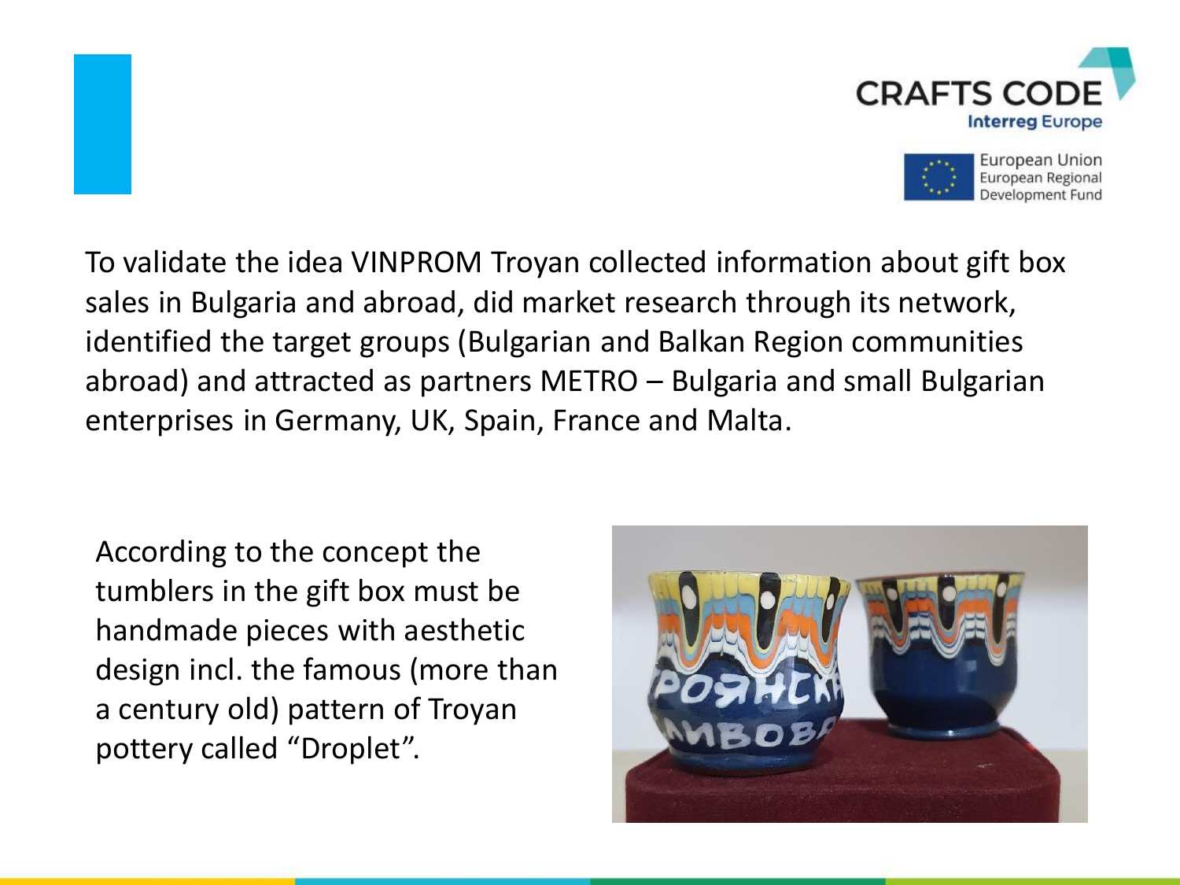To validate the idea VINPROM Troyan collected information about gift box sales in Bulgaria and abroad, did market research through its network, identified the target groups (Bulgarian and Balkan Region communities abroad) and attracted as partners METRO – Bulgaria and small Bulgarian enterprises in Germany, UK, Spain, France and Malta.

According to the concept the tumblers in the gift box must be handmade pieces with aesthetic design incl. the famous (more than a century old) pattern of Troyan pottery called "Droplet".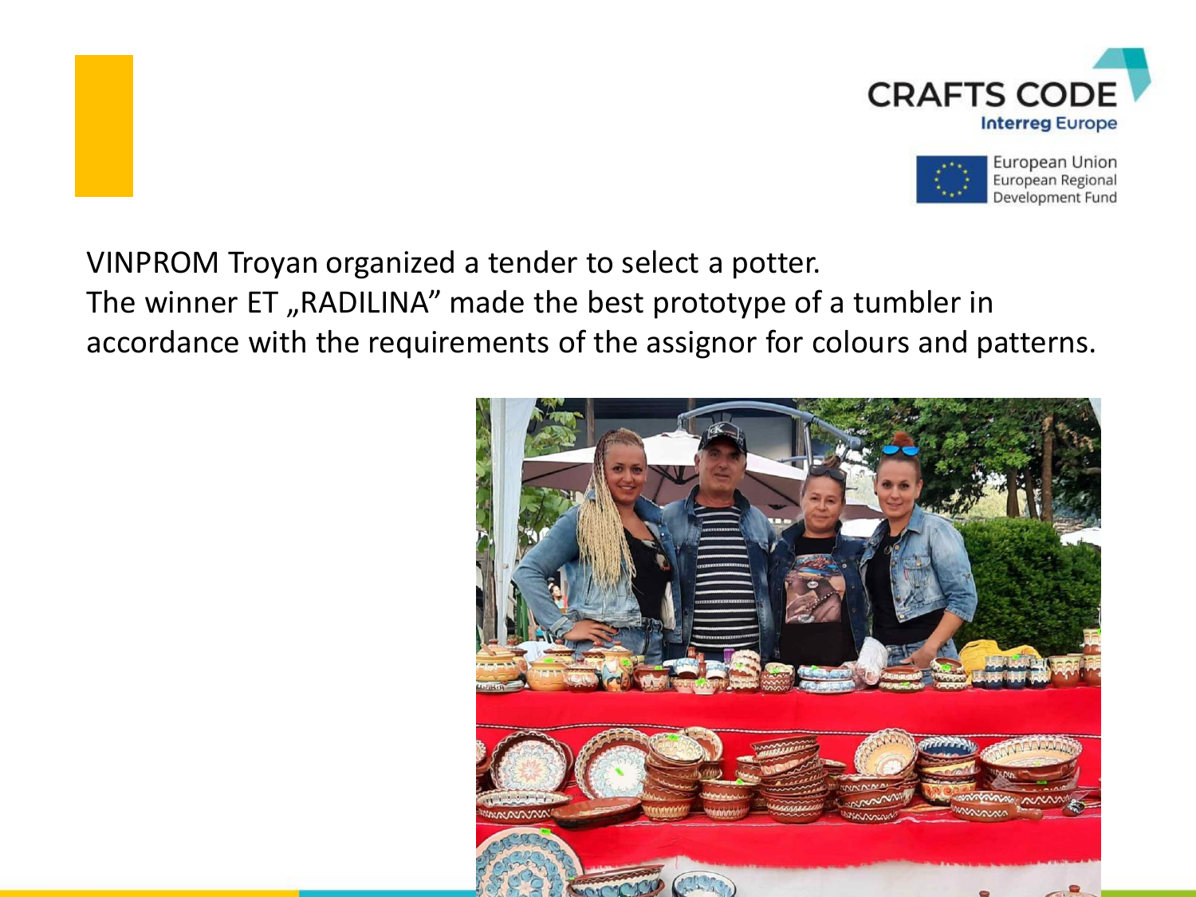VINPROM Troyan organized a tender to select a potter.
The winner ET „RADILINA" made the best prototype of a tumbler in accordance with the requirements of the assignor for colours and patterns.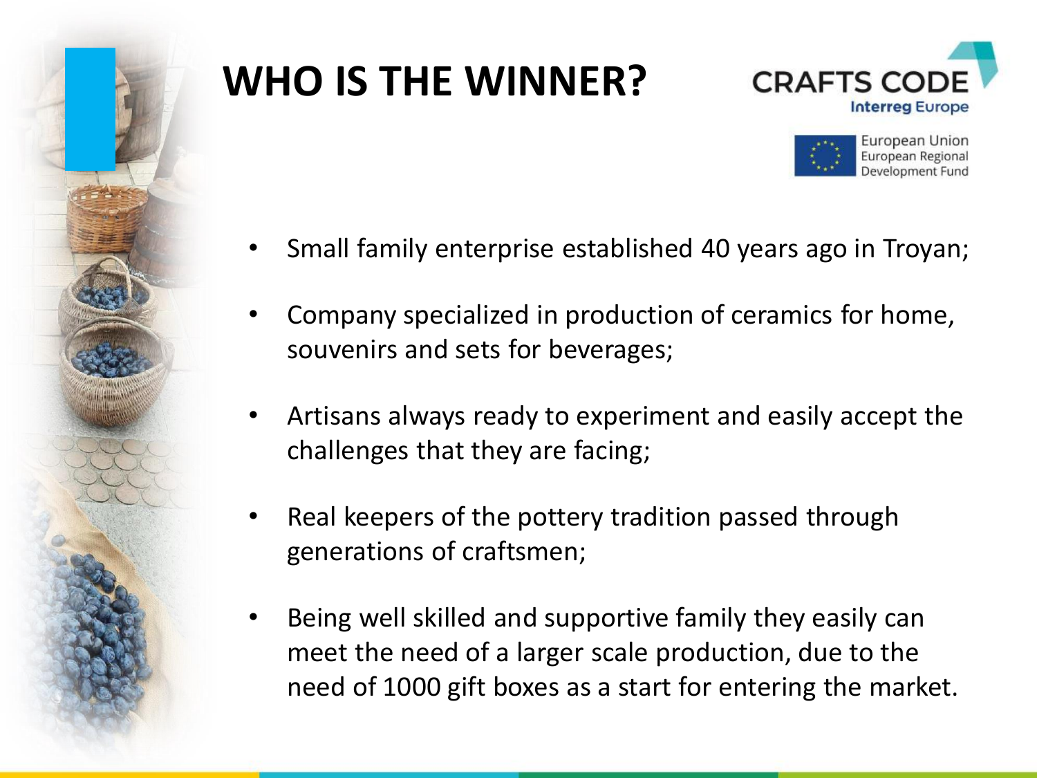# WHO IS THE WINNER?

- Small family enterprise established 40 years ago in Troyan;
- Company specialized in production of ceramics for home, souvenirs and sets for beverages;
- Artisans always ready to experiment and easily accept the challenges that they are facing;
- Real keepers of the pottery tradition passed through generations of craftsmen;
- Being well skilled and supportive family they easily can meet the need of a larger scale production, due to the need of 1000 gift boxes as a start for entering the market.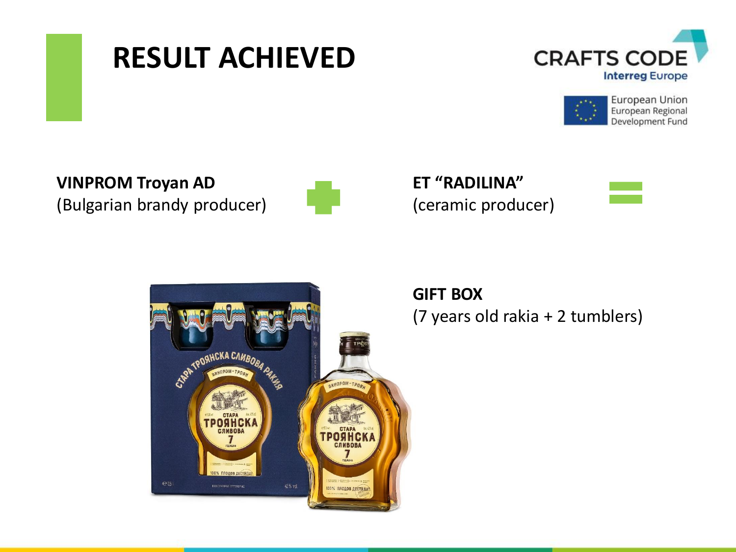# RESULT ACHIEVED

CRAFTS CODE
Interreg Europe

European Union
European Regional
Development Fund

**VINPROM Troyan AD**
(Bulgarian brandy producer)

**+**

**ET "RADILINA"**
(ceramic producer)

**=**

**GIFT BOX**
(7 years old rakia + 2 tumblers)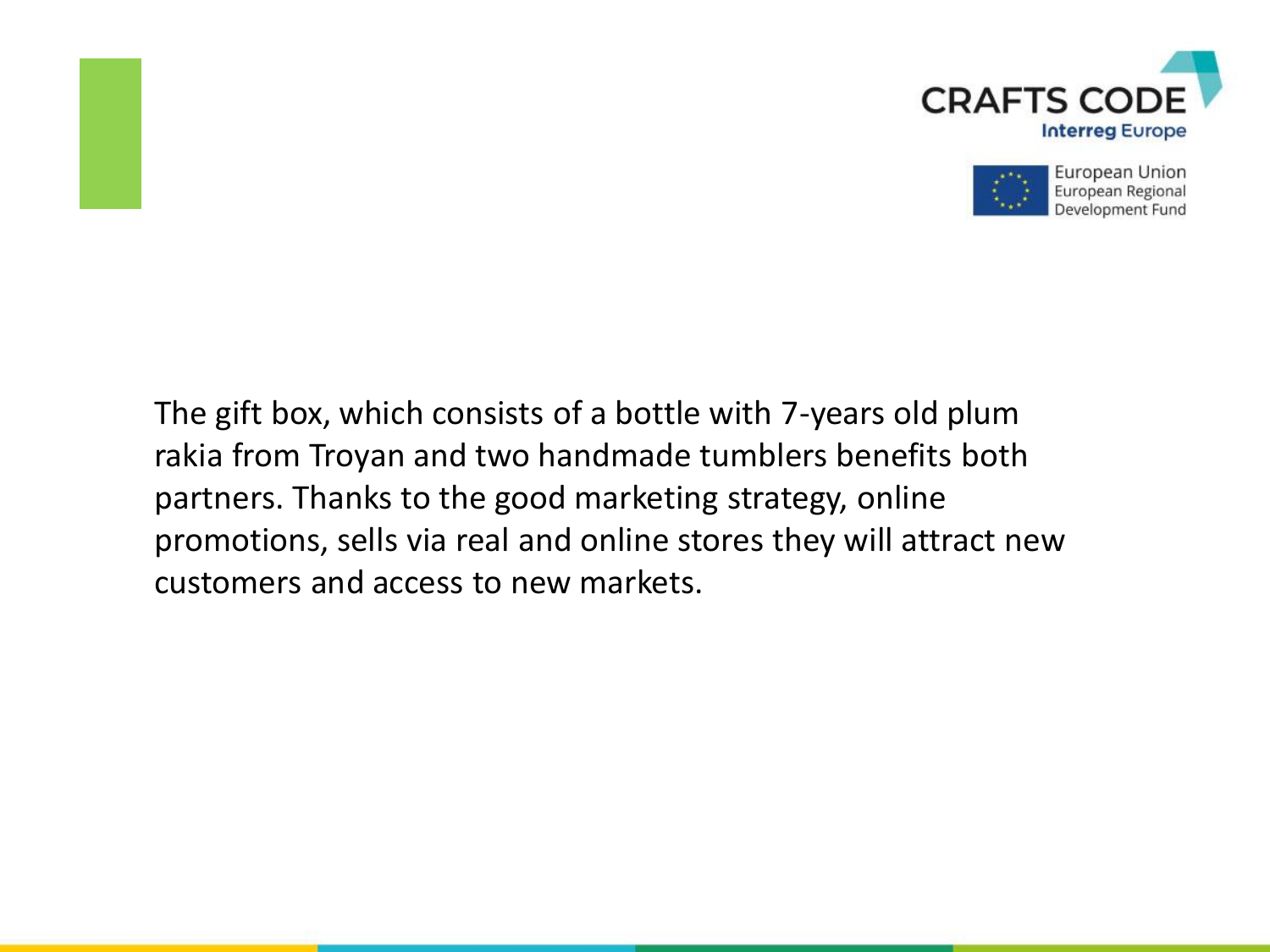The gift box, which consists of a bottle with 7-years old plum rakia from Troyan and two handmade tumblers benefits both partners. Thanks to the good marketing strategy, online promotions, sells via real and online stores they will attract new customers and access to new markets.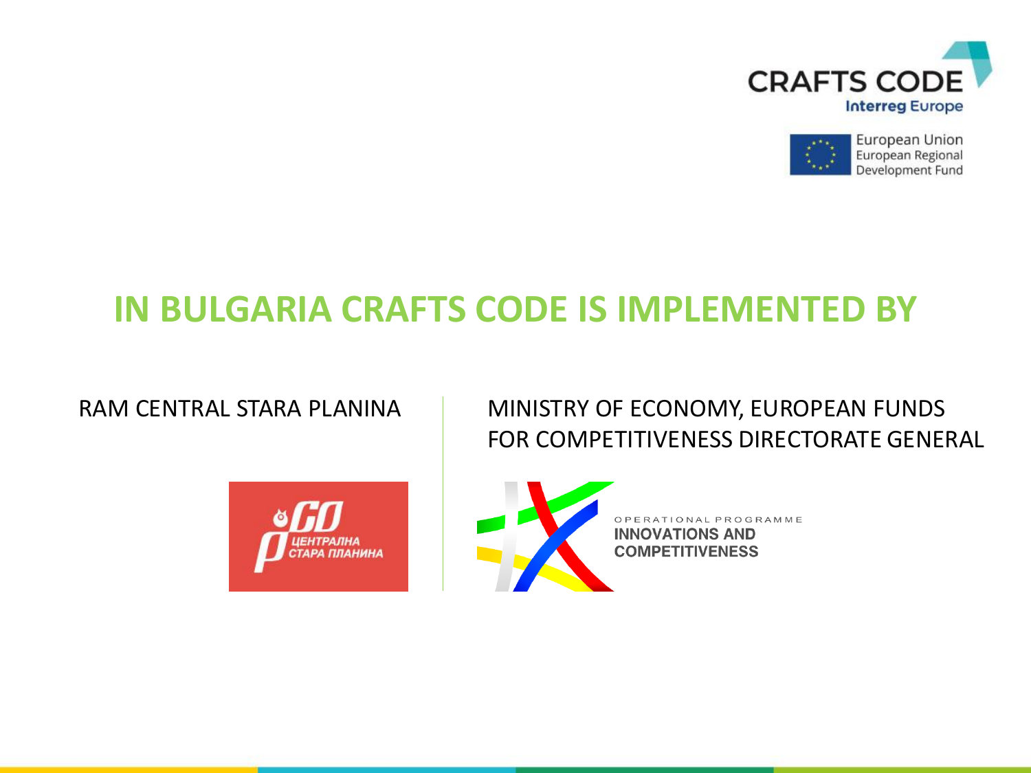CRAFTS CODE

Interreg Europe

European Union
European Regional
Development Fund

# IN BULGARIA CRAFTS CODE IS IMPLEMENTED BY

RAM CENTRAL STARA PLANINA

ЦЕНТРАЛНА СТАРА ПЛАНИНА

MINISTRY OF ECONOMY, EUROPEAN FUNDS FOR COMPETITIVENESS DIRECTORATE GENERAL

OPERATIONAL PROGRAMME
INNOVATIONS AND
COMPETITIVENESS